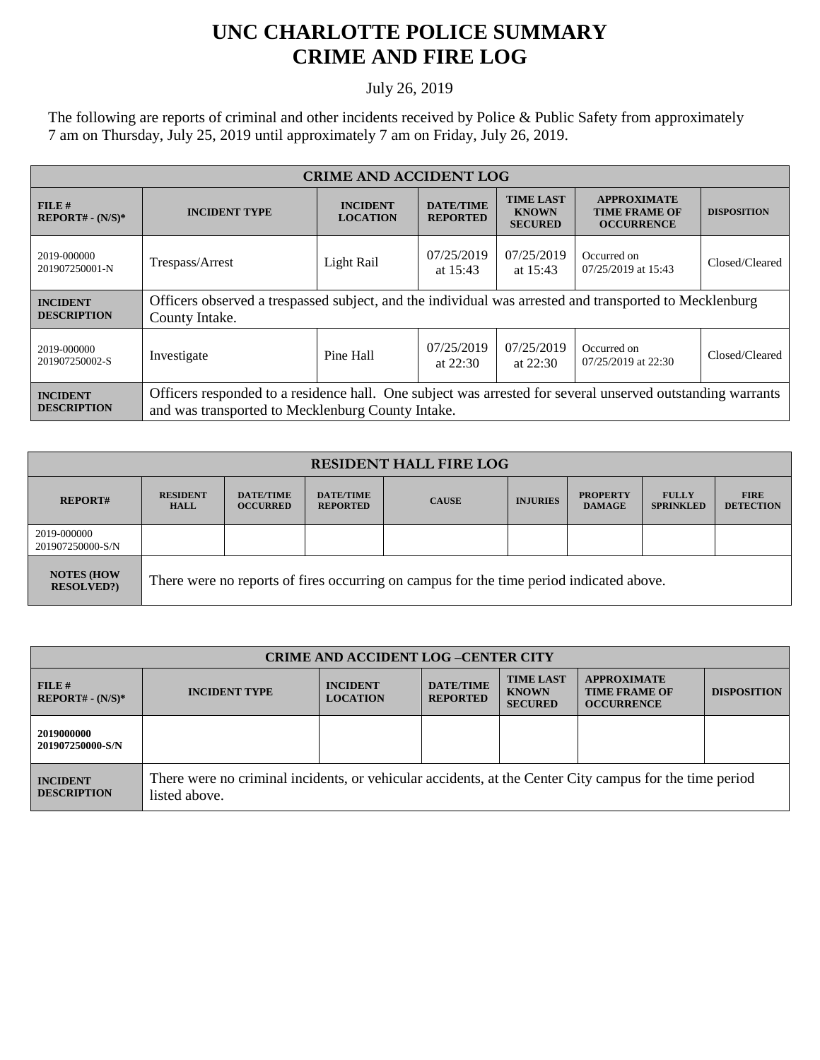# UNC CHARLOTTE POLICE SUMMARY
# CRIME AND FIRE LOG

July 26, 2019

The following are reports of criminal and other incidents received by Police & Public Safety from approximately 7 am on Thursday, July 25, 2019 until approximately 7 am on Friday, July 26, 2019.

| CRIME AND ACCIDENT LOG | | | | | | |
|---|---|---|---|---|---|---|
| **FILE # REPORT# - (N/S)*** | **INCIDENT TYPE** | **INCIDENT LOCATION** | **DATE/TIME REPORTED** | **TIME LAST KNOWN SECURED** | **APPROXIMATE TIME FRAME OF OCCURRENCE** | **DISPOSITION** |
| 2019-000000 201907250001-N | Trespass/Arrest | Light Rail | 07/25/2019 at 15:43 | 07/25/2019 at 15:43 | Occurred on 07/25/2019 at 15:43 | Closed/Cleared |
| **INCIDENT DESCRIPTION** | Officers observed a trespassed subject, and the individual was arrested and transported to Mecklenburg County Intake. | | | | | |
| 2019-000000 201907250002-S | Investigate | Pine Hall | 07/25/2019 at 22:30 | 07/25/2019 at 22:30 | Occurred on 07/25/2019 at 22:30 | Closed/Cleared |
| **INCIDENT DESCRIPTION** | Officers responded to a residence hall. One subject was arrested for several unserved outstanding warrants and was transported to Mecklenburg County Intake. | | | | | |

| RESIDENT HALL FIRE LOG | | | | | | | | |
|---|---|---|---|---|---|---|---|---|
| **REPORT#** | **RESIDENT HALL** | **DATE/TIME OCCURRED** | **DATE/TIME REPORTED** | **CAUSE** | **INJURIES** | **PROPERTY DAMAGE** | **FULLY SPRINKLED** | **FIRE DETECTION** |
| 2019-000000 201907250000-S/N | | | | | | | | |
| **NOTES (HOW RESOLVED?)** | There were no reports of fires occurring on campus for the time period indicated above. | | | | | | | |

| CRIME AND ACCIDENT LOG –CENTER CITY | | | | | | |
|---|---|---|---|---|---|---|
| **FILE # REPORT# - (N/S)*** | **INCIDENT TYPE** | **INCIDENT LOCATION** | **DATE/TIME REPORTED** | **TIME LAST KNOWN SECURED** | **APPROXIMATE TIME FRAME OF OCCURRENCE** | **DISPOSITION** |
| **2019000000 201907250000-S/N** | | | | | | |
| **INCIDENT DESCRIPTION** | There were no criminal incidents, or vehicular accidents, at the Center City campus for the time period listed above. | | | | | |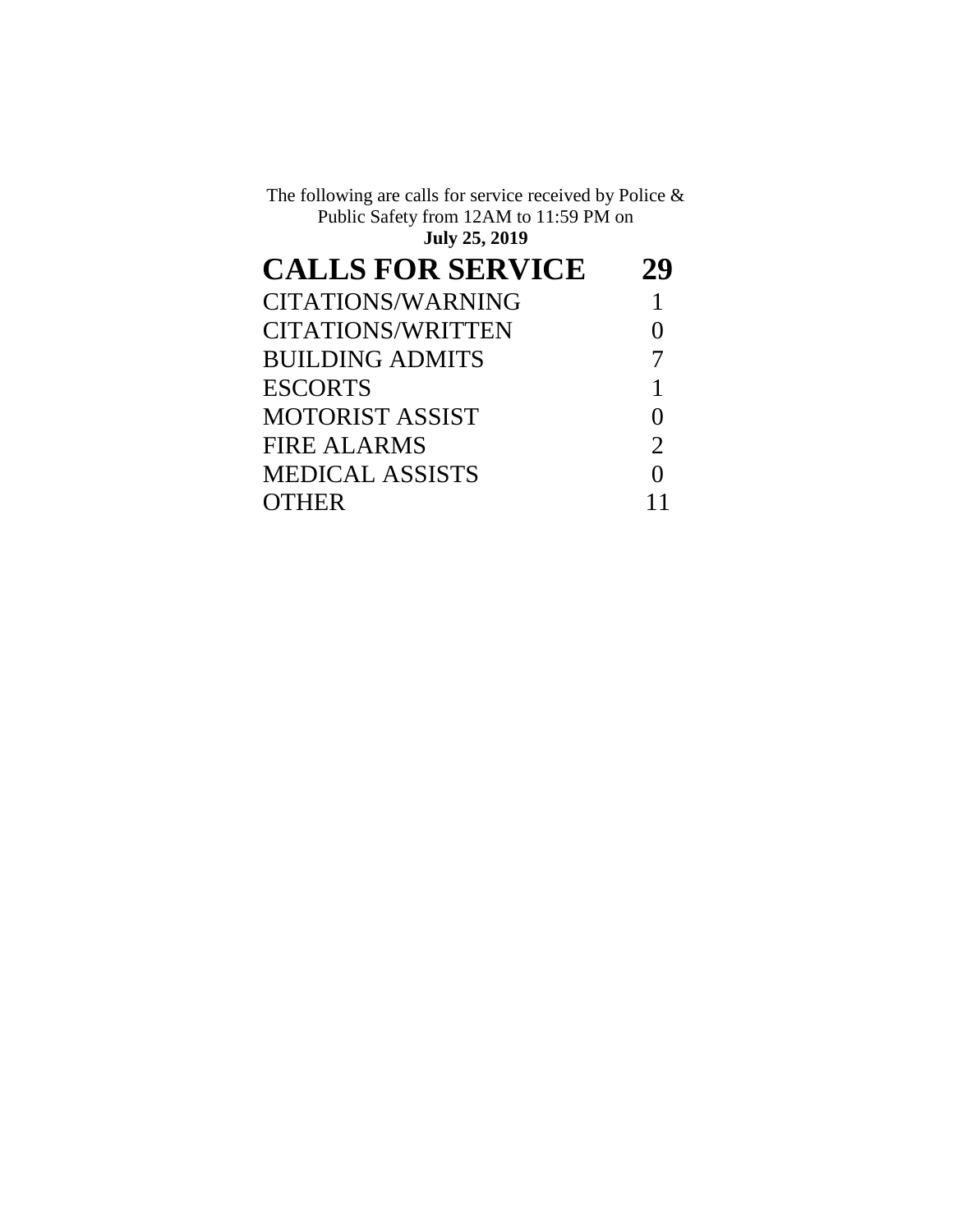The following are calls for service received by Police & Public Safety from 12AM to 11:59 PM on

**July 25, 2019**

| | |
|---|---|
| **CALLS FOR SERVICE** | **29** |
| CITATIONS/WARNING | 1 |
| CITATIONS/WRITTEN | 0 |
| BUILDING ADMITS | 7 |
| ESCORTS | 1 |
| MOTORIST ASSIST | 0 |
| FIRE ALARMS | 2 |
| MEDICAL ASSISTS | 0 |
| OTHER | 11 |